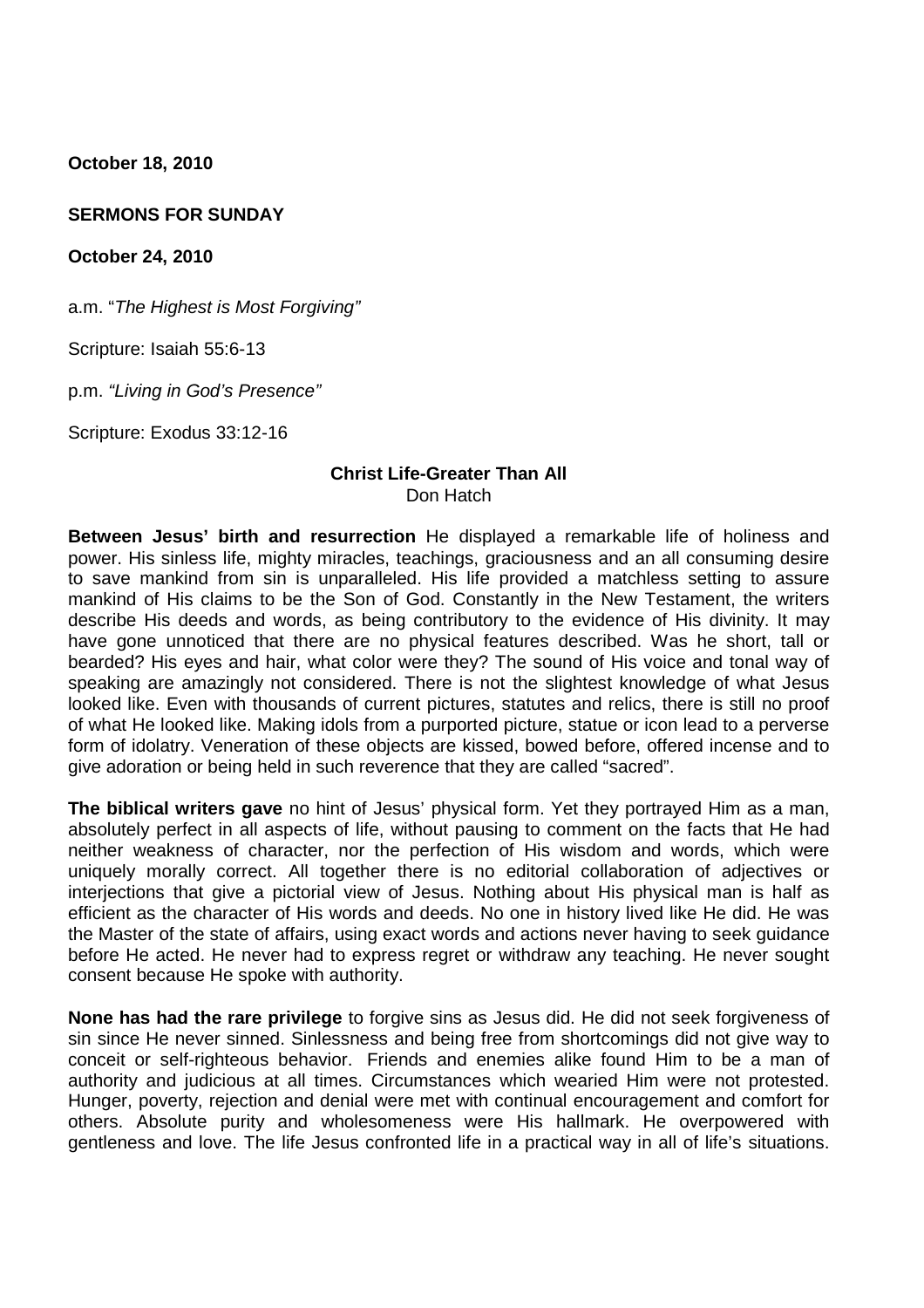**October 18, 2010**

**SERMONS FOR SUNDAY**

**October 24, 2010**

a.m. "*The Highest is Most Forgiving"*

Scripture: Isaiah 55:6-13

p.m. *"Living in God's Presence"*

Scripture: Exodus 33:12-16

## Christ Life-Greater Than All

Don Hatch

**Between Jesus' birth and resurrection** He displayed a remarkable life of holiness and power. His sinless life, mighty miracles, teachings, graciousness and an all consuming desire to save mankind from sin is unparalleled. His life provided a matchless setting to assure mankind of His claims to be the Son of God. Constantly in the New Testament, the writers describe His deeds and words, as being contributory to the evidence of His divinity. It may have gone unnoticed that there are no physical features described. Was he short, tall or bearded? His eyes and hair, what color were they? The sound of His voice and tonal way of speaking are amazingly not considered. There is not the slightest knowledge of what Jesus looked like. Even with thousands of current pictures, statutes and relics, there is still no proof of what He looked like. Making idols from a purported picture, statue or icon lead to a perverse form of idolatry. Veneration of these objects are kissed, bowed before, offered incense and to give adoration or being held in such reverence that they are called "sacred".

**The biblical writers gave** no hint of Jesus' physical form. Yet they portrayed Him as a man, absolutely perfect in all aspects of life, without pausing to comment on the facts that He had neither weakness of character, nor the perfection of His wisdom and words, which were uniquely morally correct. All together there is no editorial collaboration of adjectives or interjections that give a pictorial view of Jesus. Nothing about His physical man is half as efficient as the character of His words and deeds. No one in history lived like He did. He was the Master of the state of affairs, using exact words and actions never having to seek guidance before He acted. He never had to express regret or withdraw any teaching. He never sought consent because He spoke with authority.

**None has had the rare privilege** to forgive sins as Jesus did. He did not seek forgiveness of sin since He never sinned. Sinlessness and being free from shortcomings did not give way to conceit or self-righteous behavior. Friends and enemies alike found Him to be a man of authority and judicious at all times. Circumstances which wearied Him were not protested. Hunger, poverty, rejection and denial were met with continual encouragement and comfort for others. Absolute purity and wholesomeness were His hallmark. He overpowered with gentleness and love. The life Jesus confronted life in a practical way in all of life's situations.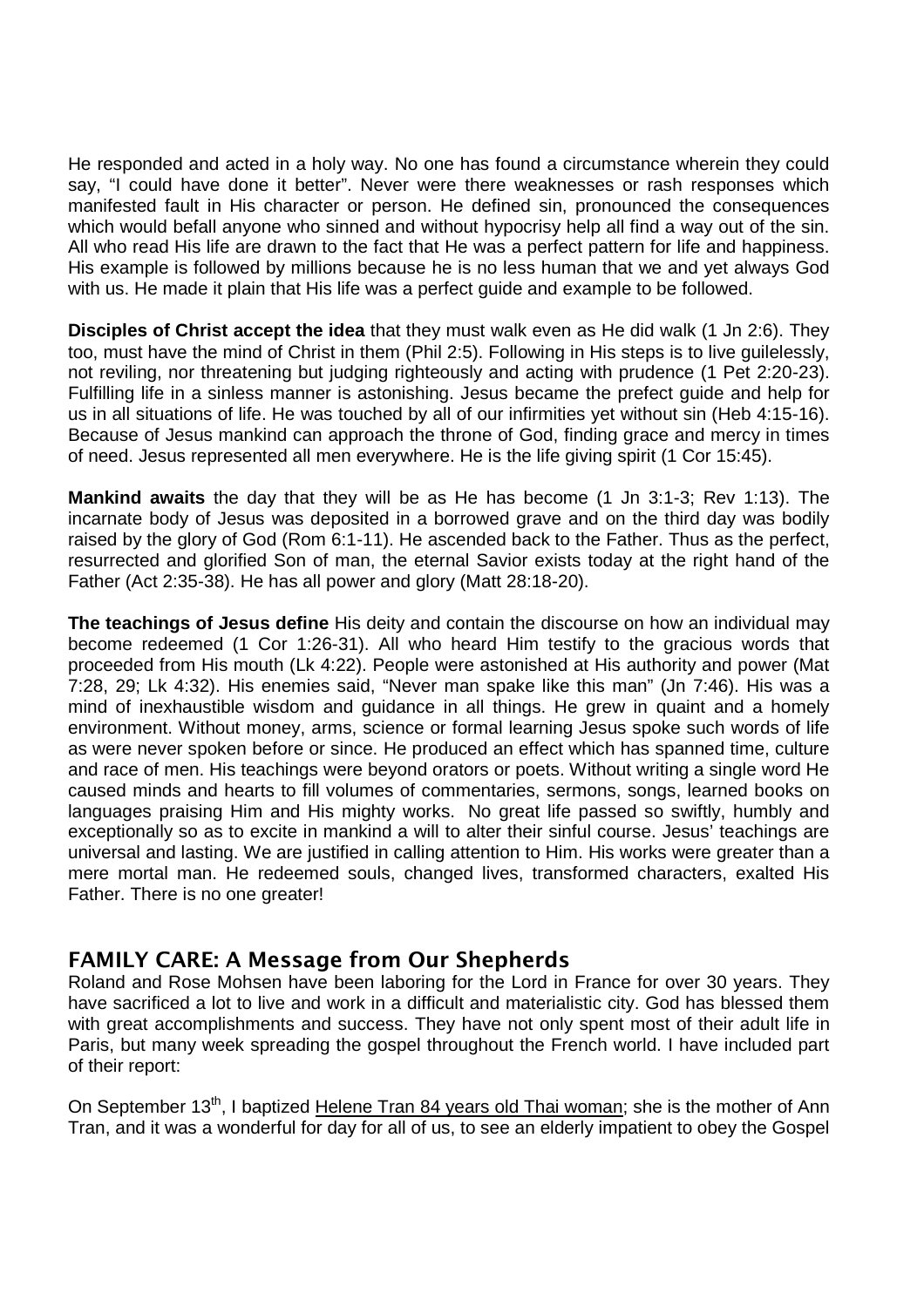He responded and acted in a holy way. No one has found a circumstance wherein they could say, "I could have done it better". Never were there weaknesses or rash responses which manifested fault in His character or person. He defined sin, pronounced the consequences which would befall anyone who sinned and without hypocrisy help all find a way out of the sin. All who read His life are drawn to the fact that He was a perfect pattern for life and happiness. His example is followed by millions because he is no less human that we and yet always God with us. He made it plain that His life was a perfect guide and example to be followed.

**Disciples of Christ accept the idea** that they must walk even as He did walk (1 Jn 2:6). They too, must have the mind of Christ in them (Phil 2:5). Following in His steps is to live guilelessly, not reviling, nor threatening but judging righteously and acting with prudence (1 Pet 2:20-23). Fulfilling life in a sinless manner is astonishing. Jesus became the prefect guide and help for us in all situations of life. He was touched by all of our infirmities yet without sin (Heb 4:15-16). Because of Jesus mankind can approach the throne of God, finding grace and mercy in times of need. Jesus represented all men everywhere. He is the life giving spirit (1 Cor 15:45).

**Mankind awaits** the day that they will be as He has become (1 Jn 3:1-3; Rev 1:13). The incarnate body of Jesus was deposited in a borrowed grave and on the third day was bodily raised by the glory of God (Rom 6:1-11). He ascended back to the Father. Thus as the perfect, resurrected and glorified Son of man, the eternal Savior exists today at the right hand of the Father (Act 2:35-38). He has all power and glory (Matt 28:18-20).

**The teachings of Jesus define** His deity and contain the discourse on how an individual may become redeemed (1 Cor 1:26-31). All who heard Him testify to the gracious words that proceeded from His mouth (Lk 4:22). People were astonished at His authority and power (Mat 7:28, 29; Lk 4:32). His enemies said, "Never man spake like this man" (Jn 7:46). His was a mind of inexhaustible wisdom and guidance in all things. He grew in quaint and a homely environment. Without money, arms, science or formal learning Jesus spoke such words of life as were never spoken before or since. He produced an effect which has spanned time, culture and race of men. His teachings were beyond orators or poets. Without writing a single word He caused minds and hearts to fill volumes of commentaries, sermons, songs, learned books on languages praising Him and His mighty works. No great life passed so swiftly, humbly and exceptionally so as to excite in mankind a will to alter their sinful course. Jesus' teachings are universal and lasting. We are justified in calling attention to Him. His works were greater than a mere mortal man. He redeemed souls, changed lives, transformed characters, exalted His Father. There is no one greater!

## FAMILY CARE: A Message from Our Shepherds

Roland and Rose Mohsen have been laboring for the Lord in France for over 30 years. They have sacrificed a lot to live and work in a difficult and materialistic city. God has blessed them with great accomplishments and success. They have not only spent most of their adult life in Paris, but many week spreading the gospel throughout the French world. I have included part of their report:

On September 13th, I baptized Helene Tran 84 years old Thai woman; she is the mother of Ann Tran, and it was a wonderful for day for all of us, to see an elderly impatient to obey the Gospel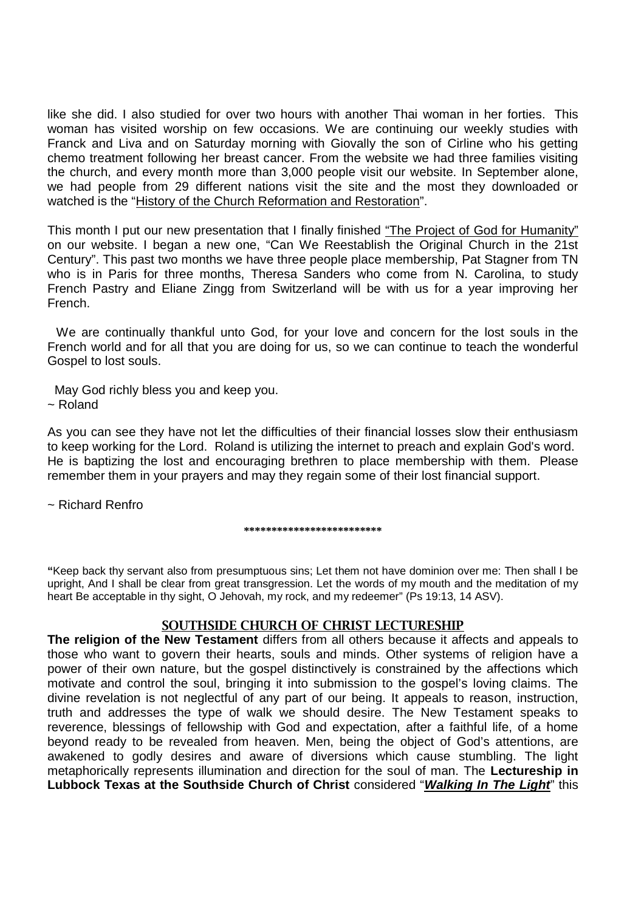like she did. I also studied for over two hours with another Thai woman in her forties. This woman has visited worship on few occasions. We are continuing our weekly studies with Franck and Liva and on Saturday morning with Giovally the son of Cirline who his getting chemo treatment following her breast cancer. From the website we had three families visiting the church, and every month more than 3,000 people visit our website. In September alone, we had people from 29 different nations visit the site and the most they downloaded or watched is the "History of the Church Reformation and Restoration".

This month I put our new presentation that I finally finished "The Project of God for Humanity" on our website. I began a new one, "Can We Reestablish the Original Church in the 21st Century". This past two months we have three people place membership, Pat Stagner from TN who is in Paris for three months, Theresa Sanders who come from N. Carolina, to study French Pastry and Eliane Zingg from Switzerland will be with us for a year improving her French.

We are continually thankful unto God, for your love and concern for the lost souls in the French world and for all that you are doing for us, so we can continue to teach the wonderful Gospel to lost souls.

May God richly bless you and keep you.
~ Roland

As you can see they have not let the difficulties of their financial losses slow their enthusiasm to keep working for the Lord. Roland is utilizing the internet to preach and explain God's word. He is baptizing the lost and encouraging brethren to place membership with them. Please remember them in your prayers and may they regain some of their lost financial support.

~ Richard Renfro

*************************

"Keep back thy servant also from presumptuous sins; Let them not have dominion over me: Then shall I be upright, And I shall be clear from great transgression. Let the words of my mouth and the meditation of my heart Be acceptable in thy sight, O Jehovah, my rock, and my redeemer" (Ps 19:13, 14 ASV).

## SOUTHSIDE CHURCH OF CHRIST LECTURESHIP

**The religion of the New Testament** differs from all others because it affects and appeals to those who want to govern their hearts, souls and minds. Other systems of religion have a power of their own nature, but the gospel distinctively is constrained by the affections which motivate and control the soul, bringing it into submission to the gospel's loving claims. The divine revelation is not neglectful of any part of our being. It appeals to reason, instruction, truth and addresses the type of walk we should desire. The New Testament speaks to reverence, blessings of fellowship with God and expectation, after a faithful life, of a home beyond ready to be revealed from heaven. Men, being the object of God's attentions, are awakened to godly desires and aware of diversions which cause stumbling. The light metaphorically represents illumination and direction for the soul of man. The **Lectureship in Lubbock Texas at the Southside Church of Christ** considered "***Walking In The Light***" this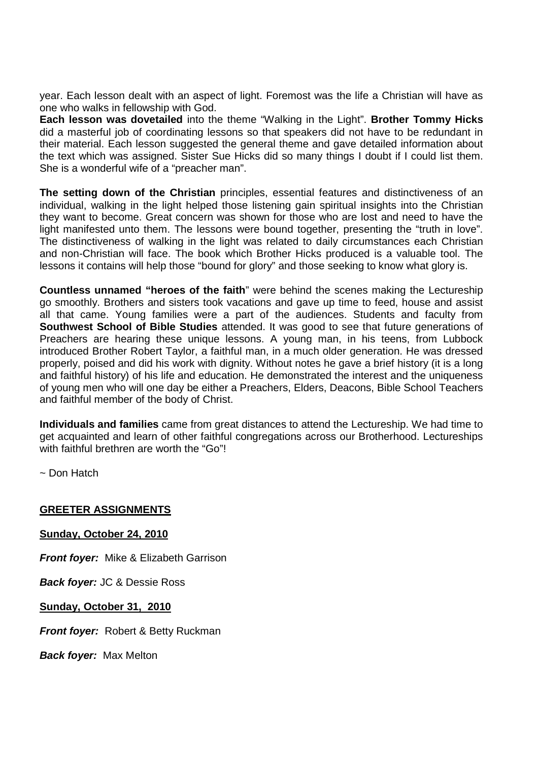year. Each lesson dealt with an aspect of light. Foremost was the life a Christian will have as one who walks in fellowship with God.

**Each lesson was dovetailed** into the theme "Walking in the Light". **Brother Tommy Hicks** did a masterful job of coordinating lessons so that speakers did not have to be redundant in their material. Each lesson suggested the general theme and gave detailed information about the text which was assigned. Sister Sue Hicks did so many things I doubt if I could list them. She is a wonderful wife of a "preacher man".

**The setting down of the Christian** principles, essential features and distinctiveness of an individual, walking in the light helped those listening gain spiritual insights into the Christian they want to become. Great concern was shown for those who are lost and need to have the light manifested unto them. The lessons were bound together, presenting the "truth in love". The distinctiveness of walking in the light was related to daily circumstances each Christian and non-Christian will face. The book which Brother Hicks produced is a valuable tool. The lessons it contains will help those "bound for glory" and those seeking to know what glory is.

**Countless unnamed "heroes of the faith**" were behind the scenes making the Lectureship go smoothly. Brothers and sisters took vacations and gave up time to feed, house and assist all that came. Young families were a part of the audiences. Students and faculty from **Southwest School of Bible Studies** attended. It was good to see that future generations of Preachers are hearing these unique lessons. A young man, in his teens, from Lubbock introduced Brother Robert Taylor, a faithful man, in a much older generation. He was dressed properly, poised and did his work with dignity. Without notes he gave a brief history (it is a long and faithful history) of his life and education. He demonstrated the interest and the uniqueness of young men who will one day be either a Preachers, Elders, Deacons, Bible School Teachers and faithful member of the body of Christ.

**Individuals and families** came from great distances to attend the Lectureship. We had time to get acquainted and learn of other faithful congregations across our Brotherhood. Lectureships with faithful brethren are worth the "Go"!

~ Don Hatch

**GREETER ASSIGNMENTS**

**Sunday, October 24, 2010**

***Front foyer:*** Mike & Elizabeth Garrison

***Back foyer:*** JC & Dessie Ross

**Sunday, October 31, 2010**

***Front foyer:*** Robert & Betty Ruckman

***Back foyer:*** Max Melton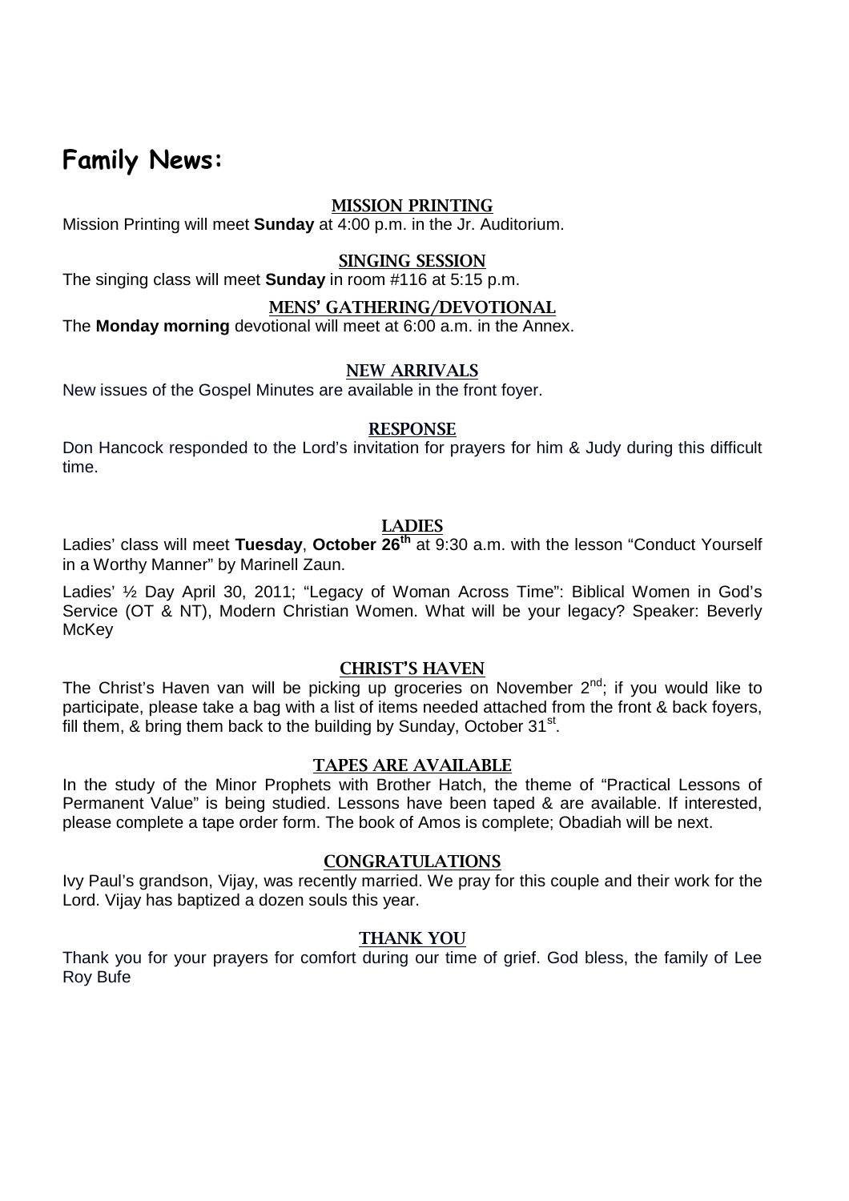# Family News:

### MISSION PRINTING

Mission Printing will meet **Sunday** at 4:00 p.m. in the Jr. Auditorium.

### SINGING SESSION

The singing class will meet **Sunday** in room #116 at 5:15 p.m.

### MENS' GATHERING/DEVOTIONAL

The **Monday morning** devotional will meet at 6:00 a.m. in the Annex.

### NEW ARRIVALS

New issues of the Gospel Minutes are available in the front foyer.

### RESPONSE

Don Hancock responded to the Lord's invitation for prayers for him & Judy during this difficult time.

### LADIES

Ladies' class will meet **Tuesday**, **October 26th** at 9:30 a.m. with the lesson "Conduct Yourself in a Worthy Manner" by Marinell Zaun.

Ladies' ½ Day April 30, 2011; "Legacy of Woman Across Time": Biblical Women in God's Service (OT & NT), Modern Christian Women. What will be your legacy? Speaker: Beverly McKey

### CHRIST'S HAVEN

The Christ's Haven van will be picking up groceries on November 2nd; if you would like to participate, please take a bag with a list of items needed attached from the front & back foyers, fill them, & bring them back to the building by Sunday, October 31st.

### TAPES ARE AVAILABLE

In the study of the Minor Prophets with Brother Hatch, the theme of "Practical Lessons of Permanent Value" is being studied. Lessons have been taped & are available. If interested, please complete a tape order form. The book of Amos is complete; Obadiah will be next.

### CONGRATULATIONS

Ivy Paul's grandson, Vijay, was recently married. We pray for this couple and their work for the Lord. Vijay has baptized a dozen souls this year.

### THANK YOU

Thank you for your prayers for comfort during our time of grief. God bless, the family of Lee Roy Bufe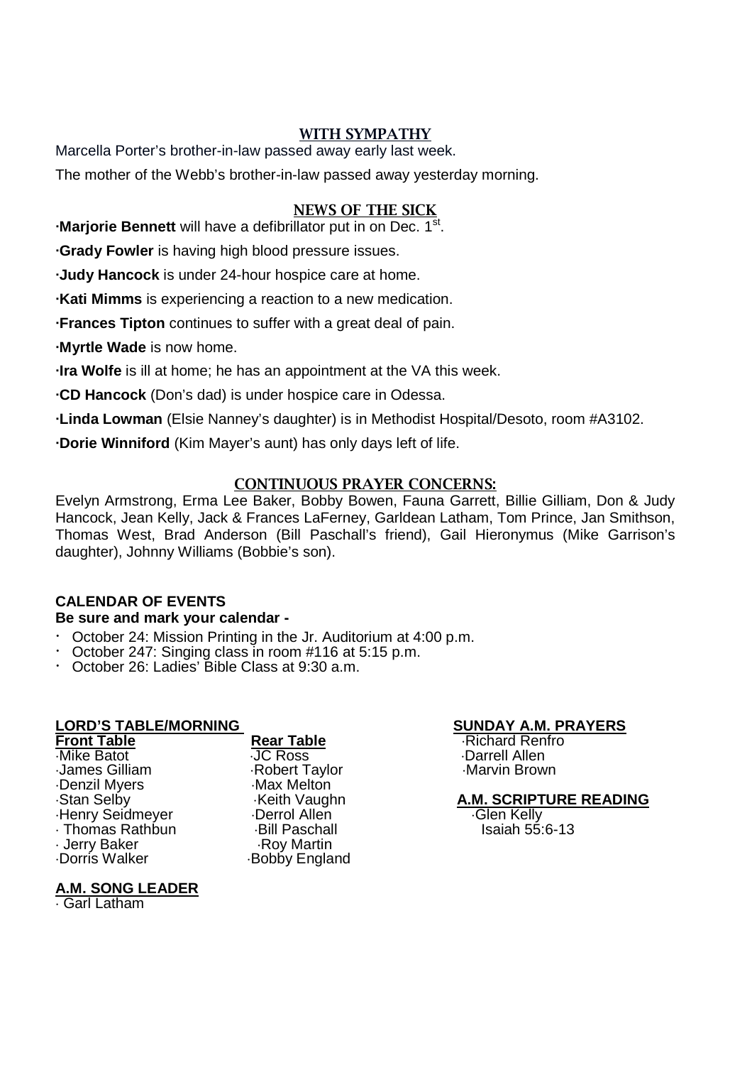## WITH SYMPATHY

Marcella Porter's brother-in-law passed away early last week.

The mother of the Webb's brother-in-law passed away yesterday morning.

## NEWS OF THE SICK

·**Marjorie Bennett** will have a defibrillator put in on Dec. 1st.

·**Grady Fowler** is having high blood pressure issues.

·**Judy Hancock** is under 24-hour hospice care at home.

·**Kati Mimms** is experiencing a reaction to a new medication.

·**Frances Tipton** continues to suffer with a great deal of pain.

·**Myrtle Wade** is now home.

·**Ira Wolfe** is ill at home; he has an appointment at the VA this week.

·**CD Hancock** (Don's dad) is under hospice care in Odessa.

·**Linda Lowman** (Elsie Nanney's daughter) is in Methodist Hospital/Desoto, room #A3102.

·**Dorie Winniford** (Kim Mayer's aunt) has only days left of life.

## CONTINUOUS PRAYER CONCERNS:

Evelyn Armstrong, Erma Lee Baker, Bobby Bowen, Fauna Garrett, Billie Gilliam, Don & Judy Hancock, Jean Kelly, Jack & Frances LaFerney, Garldean Latham, Tom Prince, Jan Smithson, Thomas West, Brad Anderson (Bill Paschall's friend), Gail Hieronymus (Mike Garrison's daughter), Johnny Williams (Bobbie's son).

**CALENDAR OF EVENTS**

**Be sure and mark your calendar -**

- October 24: Mission Printing in the Jr. Auditorium at 4:00 p.m.
- October 247: Singing class in room #116 at 5:15 p.m.
- October 26: Ladies' Bible Class at 9:30 a.m.

**LORD'S TABLE/MORNING**

| **Front Table** | **Rear Table** |
|---|---|
| ·Mike Batot | ·JC Ross |
| ·James Gilliam | ·Robert Taylor |
| ·Denzil Myers | ·Max Melton |
| ·Stan Selby | ·Keith Vaughn |
| ·Henry Seidmeyer | ·Derrol Allen |
| · Thomas Rathbun | ·Bill Paschall |
| · Jerry Baker | ·Roy Martin |
| ·Dorris Walker | ·Bobby England |

**A.M. SONG LEADER**

· Garl Latham

**SUNDAY A.M. PRAYERS**

·Richard Renfro
·Darrell Allen
·Marvin Brown

**A.M. SCRIPTURE READING**

·Glen Kelly
Isaiah 55:6-13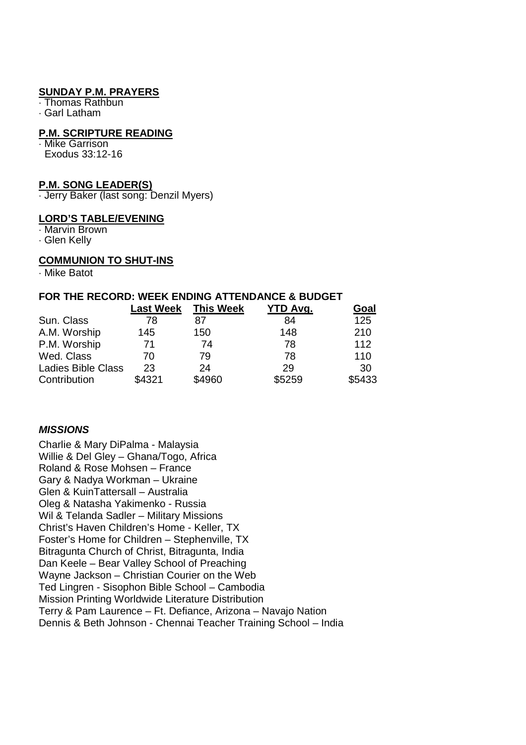**SUNDAY P.M. PRAYERS**

· Thomas Rathbun
· Garl Latham

**P.M. SCRIPTURE READING**

· Mike Garrison
Exodus 33:12-16

**P.M. SONG LEADER(S)**

· Jerry Baker (last song: Denzil Myers)

**LORD'S TABLE/EVENING**

· Marvin Brown
· Glen Kelly

**COMMUNION TO SHUT-INS**

· Mike Batot

**FOR THE RECORD: WEEK ENDING ATTENDANCE & BUDGET**

| | Last Week | This Week | YTD Avg. | Goal |
|---|---|---|---|---|
| Sun. Class | 78 | 87 | 84 | 125 |
| A.M. Worship | 145 | 150 | 148 | 210 |
| P.M. Worship | 71 | 74 | 78 | 112 |
| Wed. Class | 70 | 79 | 78 | 110 |
| Ladies Bible Class | 23 | 24 | 29 | 30 |
| Contribution | $4321 | $4960 | $5259 | $5433 |

***MISSIONS***

Charlie & Mary DiPalma - Malaysia
Willie & Del Gley – Ghana/Togo, Africa
Roland & Rose Mohsen – France
Gary & Nadya Workman – Ukraine
Glen & KuinTattersall – Australia
Oleg & Natasha Yakimenko - Russia
Wil & Telanda Sadler – Military Missions
Christ's Haven Children's Home - Keller, TX
Foster's Home for Children – Stephenville, TX
Bitragunta Church of Christ, Bitragunta, India
Dan Keele – Bear Valley School of Preaching
Wayne Jackson – Christian Courier on the Web
Ted Lingren - Sisophon Bible School – Cambodia
Mission Printing Worldwide Literature Distribution
Terry & Pam Laurence – Ft. Defiance, Arizona – Navajo Nation
Dennis & Beth Johnson - Chennai Teacher Training School – India